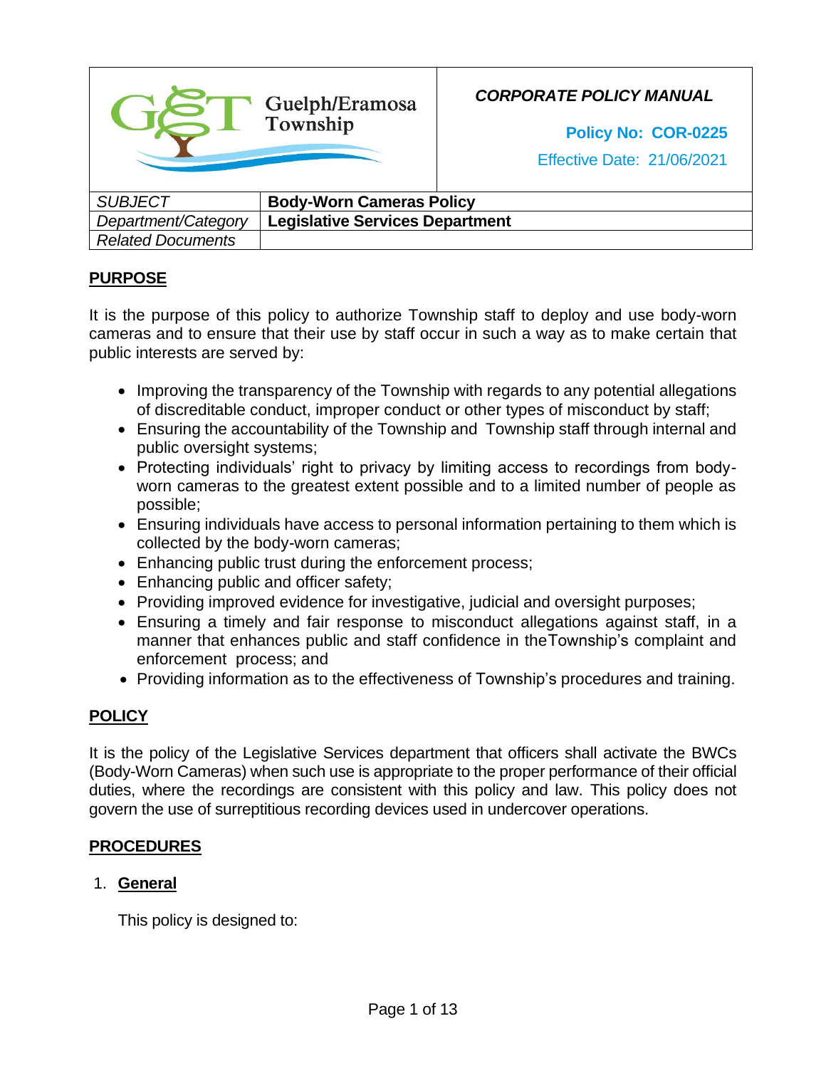| Guelph/Eramosa Township | *CORPORATE POLICY MANUAL*<br>**Policy No: COR-0225**<br>Effective Date: 21/06/2021 |
|---|---|

| *SUBJECT* | **Body-Worn Cameras Policy** |
|---|---|
| *Department/Category* | **Legislative Services Department** |
| *Related Documents* | |

## PURPOSE

It is the purpose of this policy to authorize Township staff to deploy and use body-worn cameras and to ensure that their use by staff occur in such a way as to make certain that public interests are served by:

- Improving the transparency of the Township with regards to any potential allegations of discreditable conduct, improper conduct or other types of misconduct by staff;
- Ensuring the accountability of the Township and Township staff through internal and public oversight systems;
- Protecting individuals' right to privacy by limiting access to recordings from body-worn cameras to the greatest extent possible and to a limited number of people as possible;
- Ensuring individuals have access to personal information pertaining to them which is collected by the body-worn cameras;
- Enhancing public trust during the enforcement process;
- Enhancing public and officer safety;
- Providing improved evidence for investigative, judicial and oversight purposes;
- Ensuring a timely and fair response to misconduct allegations against staff, in a manner that enhances public and staff confidence in theTownship's complaint and enforcement process; and
- Providing information as to the effectiveness of Township's procedures and training.

## POLICY

It is the policy of the Legislative Services department that officers shall activate the BWCs (Body-Worn Cameras) when such use is appropriate to the proper performance of their official duties, where the recordings are consistent with this policy and law. This policy does not govern the use of surreptitious recording devices used in undercover operations.

## PROCEDURES

1. **General**

   This policy is designed to: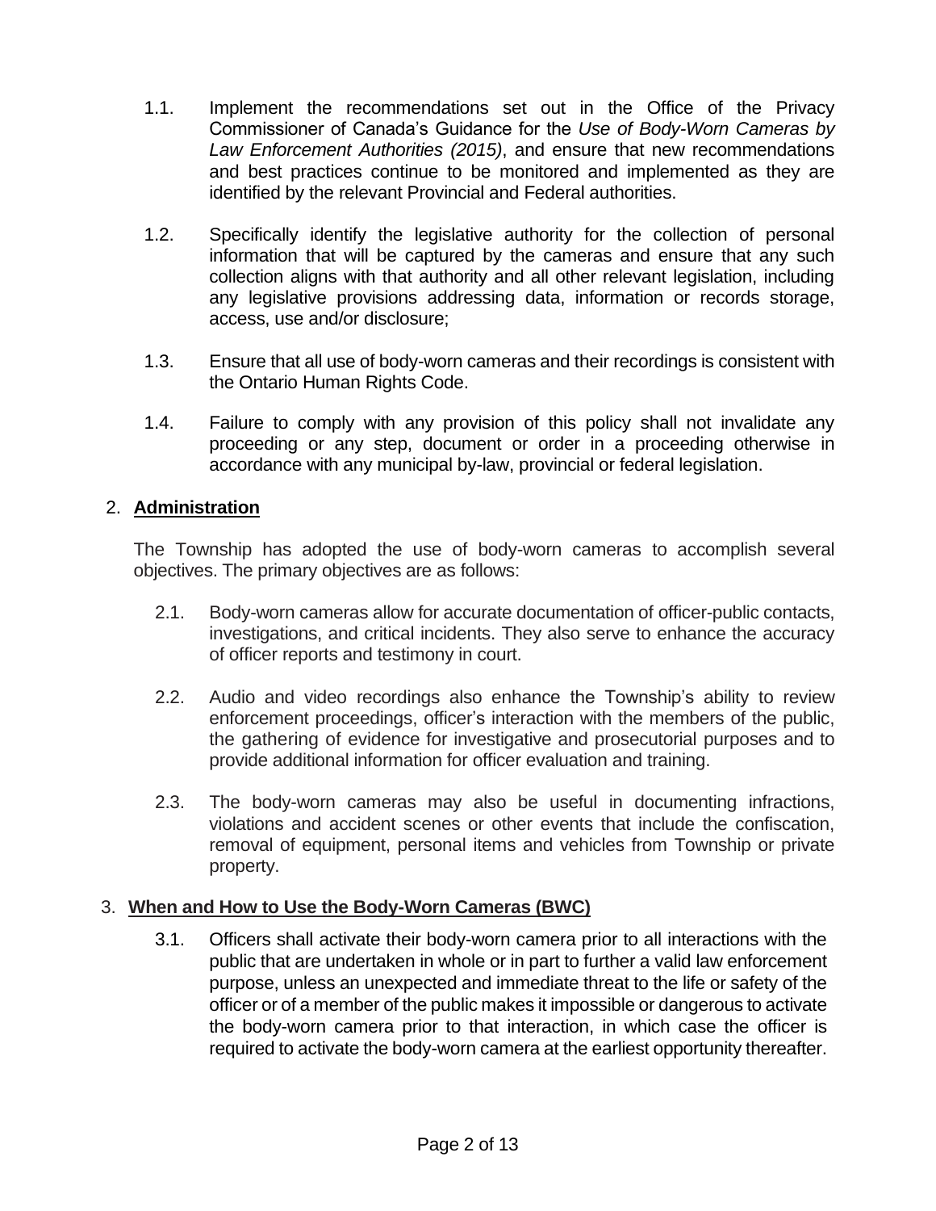1.1. Implement the recommendations set out in the Office of the Privacy Commissioner of Canada's Guidance for the *Use of Body-Worn Cameras by Law Enforcement Authorities (2015)*, and ensure that new recommendations and best practices continue to be monitored and implemented as they are identified by the relevant Provincial and Federal authorities.

1.2. Specifically identify the legislative authority for the collection of personal information that will be captured by the cameras and ensure that any such collection aligns with that authority and all other relevant legislation, including any legislative provisions addressing data, information or records storage, access, use and/or disclosure;

1.3. Ensure that all use of body-worn cameras and their recordings is consistent with the Ontario Human Rights Code.

1.4. Failure to comply with any provision of this policy shall not invalidate any proceeding or any step, document or order in a proceeding otherwise in accordance with any municipal by-law, provincial or federal legislation.

## 2. Administration

The Township has adopted the use of body-worn cameras to accomplish several objectives. The primary objectives are as follows:

2.1. Body-worn cameras allow for accurate documentation of officer-public contacts, investigations, and critical incidents. They also serve to enhance the accuracy of officer reports and testimony in court.

2.2. Audio and video recordings also enhance the Township's ability to review enforcement proceedings, officer's interaction with the members of the public, the gathering of evidence for investigative and prosecutorial purposes and to provide additional information for officer evaluation and training.

2.3. The body-worn cameras may also be useful in documenting infractions, violations and accident scenes or other events that include the confiscation, removal of equipment, personal items and vehicles from Township or private property.

## 3. When and How to Use the Body-Worn Cameras (BWC)

3.1. Officers shall activate their body-worn camera prior to all interactions with the public that are undertaken in whole or in part to further a valid law enforcement purpose, unless an unexpected and immediate threat to the life or safety of the officer or of a member of the public makes it impossible or dangerous to activate the body-worn camera prior to that interaction, in which case the officer is required to activate the body-worn camera at the earliest opportunity thereafter.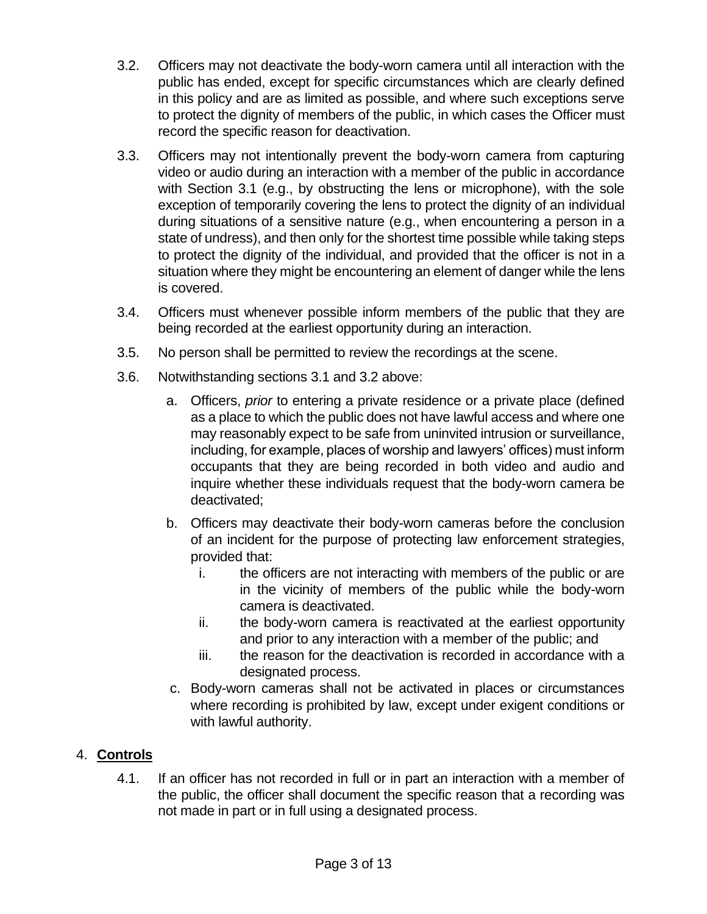3.2. Officers may not deactivate the body-worn camera until all interaction with the public has ended, except for specific circumstances which are clearly defined in this policy and are as limited as possible, and where such exceptions serve to protect the dignity of members of the public, in which cases the Officer must record the specific reason for deactivation.

3.3. Officers may not intentionally prevent the body-worn camera from capturing video or audio during an interaction with a member of the public in accordance with Section 3.1 (e.g., by obstructing the lens or microphone), with the sole exception of temporarily covering the lens to protect the dignity of an individual during situations of a sensitive nature (e.g., when encountering a person in a state of undress), and then only for the shortest time possible while taking steps to protect the dignity of the individual, and provided that the officer is not in a situation where they might be encountering an element of danger while the lens is covered.

3.4. Officers must whenever possible inform members of the public that they are being recorded at the earliest opportunity during an interaction.

3.5. No person shall be permitted to review the recordings at the scene.

3.6. Notwithstanding sections 3.1 and 3.2 above:

a. Officers, *prior* to entering a private residence or a private place (defined as a place to which the public does not have lawful access and where one may reasonably expect to be safe from uninvited intrusion or surveillance, including, for example, places of worship and lawyers' offices) must inform occupants that they are being recorded in both video and audio and inquire whether these individuals request that the body-worn camera be deactivated;

b. Officers may deactivate their body-worn cameras before the conclusion of an incident for the purpose of protecting law enforcement strategies, provided that:

   i. the officers are not interacting with members of the public or are in the vicinity of members of the public while the body-worn camera is deactivated.

   ii. the body-worn camera is reactivated at the earliest opportunity and prior to any interaction with a member of the public; and

   iii. the reason for the deactivation is recorded in accordance with a designated process.

c. Body-worn cameras shall not be activated in places or circumstances where recording is prohibited by law, except under exigent conditions or with lawful authority.

## 4. **Controls**

4.1. If an officer has not recorded in full or in part an interaction with a member of the public, the officer shall document the specific reason that a recording was not made in part or in full using a designated process.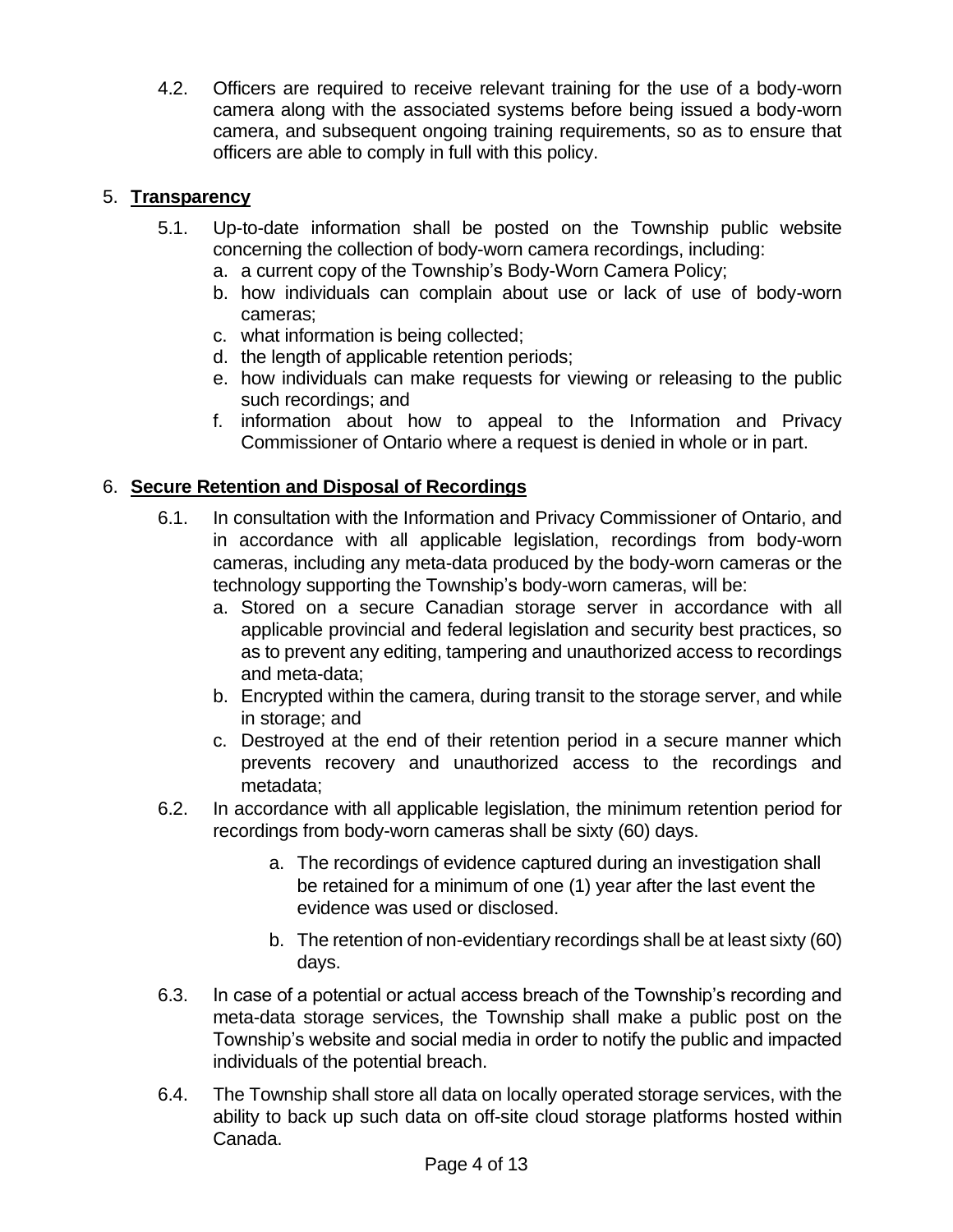4.2. Officers are required to receive relevant training for the use of a body-worn camera along with the associated systems before being issued a body-worn camera, and subsequent ongoing training requirements, so as to ensure that officers are able to comply in full with this policy.

5. **Transparency**

5.1. Up-to-date information shall be posted on the Township public website concerning the collection of body-worn camera recordings, including:

a. a current copy of the Township's Body-Worn Camera Policy;
b. how individuals can complain about use or lack of use of body-worn cameras;
c. what information is being collected;
d. the length of applicable retention periods;
e. how individuals can make requests for viewing or releasing to the public such recordings; and
f. information about how to appeal to the Information and Privacy Commissioner of Ontario where a request is denied in whole or in part.

6. **Secure Retention and Disposal of Recordings**

6.1. In consultation with the Information and Privacy Commissioner of Ontario, and in accordance with all applicable legislation, recordings from body-worn cameras, including any meta-data produced by the body-worn cameras or the technology supporting the Township's body-worn cameras, will be:

a. Stored on a secure Canadian storage server in accordance with all applicable provincial and federal legislation and security best practices, so as to prevent any editing, tampering and unauthorized access to recordings and meta-data;
b. Encrypted within the camera, during transit to the storage server, and while in storage; and
c. Destroyed at the end of their retention period in a secure manner which prevents recovery and unauthorized access to the recordings and metadata;

6.2. In accordance with all applicable legislation, the minimum retention period for recordings from body-worn cameras shall be sixty (60) days.

a. The recordings of evidence captured during an investigation shall be retained for a minimum of one (1) year after the last event the evidence was used or disclosed.

b. The retention of non-evidentiary recordings shall be at least sixty (60) days.

6.3. In case of a potential or actual access breach of the Township's recording and meta-data storage services, the Township shall make a public post on the Township's website and social media in order to notify the public and impacted individuals of the potential breach.

6.4. The Township shall store all data on locally operated storage services, with the ability to back up such data on off-site cloud storage platforms hosted within Canada.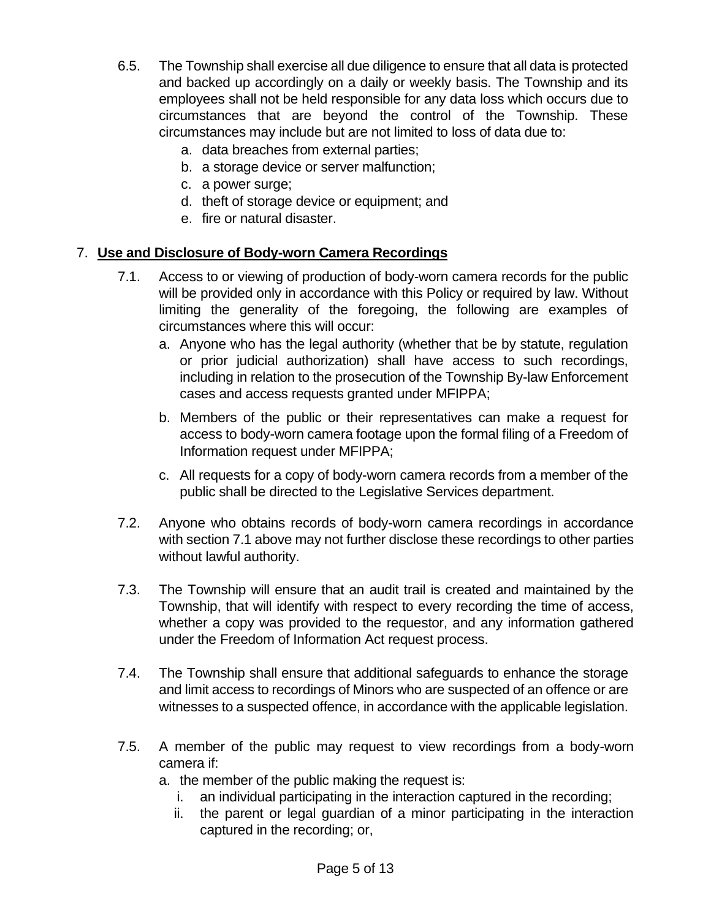6.5. The Township shall exercise all due diligence to ensure that all data is protected and backed up accordingly on a daily or weekly basis. The Township and its employees shall not be held responsible for any data loss which occurs due to circumstances that are beyond the control of the Township. These circumstances may include but are not limited to loss of data due to:

   a. data breaches from external parties;
   b. a storage device or server malfunction;
   c. a power surge;
   d. theft of storage device or equipment; and
   e. fire or natural disaster.

## 7. Use and Disclosure of Body-worn Camera Recordings

7.1. Access to or viewing of production of body-worn camera records for the public will be provided only in accordance with this Policy or required by law. Without limiting the generality of the foregoing, the following are examples of circumstances where this will occur:

   a. Anyone who has the legal authority (whether that be by statute, regulation or prior judicial authorization) shall have access to such recordings, including in relation to the prosecution of the Township By-law Enforcement cases and access requests granted under MFIPPA;

   b. Members of the public or their representatives can make a request for access to body-worn camera footage upon the formal filing of a Freedom of Information request under MFIPPA;

   c. All requests for a copy of body-worn camera records from a member of the public shall be directed to the Legislative Services department.

7.2. Anyone who obtains records of body-worn camera recordings in accordance with section 7.1 above may not further disclose these recordings to other parties without lawful authority.

7.3. The Township will ensure that an audit trail is created and maintained by the Township, that will identify with respect to every recording the time of access, whether a copy was provided to the requestor, and any information gathered under the Freedom of Information Act request process.

7.4. The Township shall ensure that additional safeguards to enhance the storage and limit access to recordings of Minors who are suspected of an offence or are witnesses to a suspected offence, in accordance with the applicable legislation.

7.5. A member of the public may request to view recordings from a body-worn camera if:

   a. the member of the public making the request is:
      i. an individual participating in the interaction captured in the recording;
      ii. the parent or legal guardian of a minor participating in the interaction captured in the recording; or,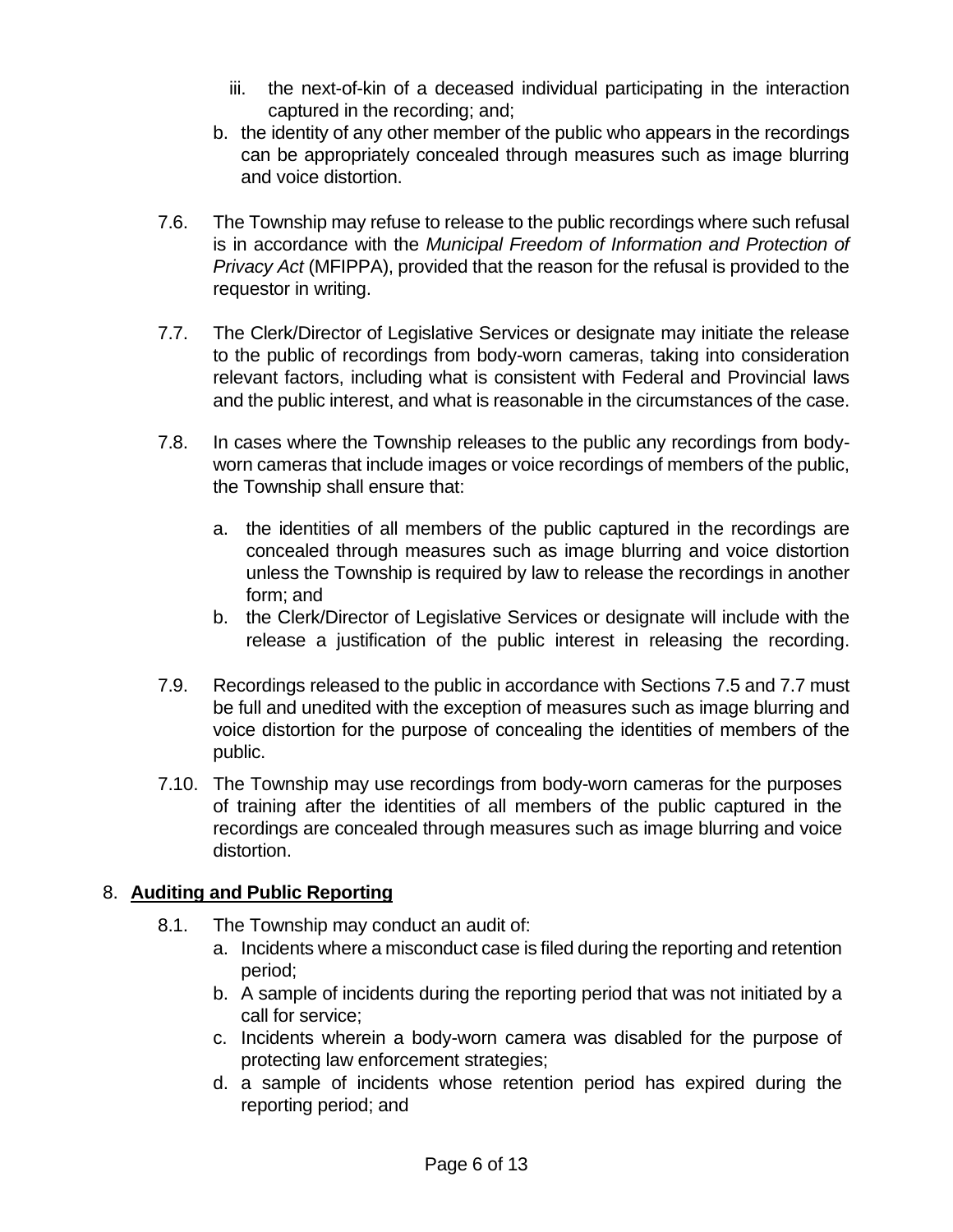iii. the next-of-kin of a deceased individual participating in the interaction captured in the recording; and;

   b. the identity of any other member of the public who appears in the recordings can be appropriately concealed through measures such as image blurring and voice distortion.

7.6. The Township may refuse to release to the public recordings where such refusal is in accordance with the *Municipal Freedom of Information and Protection of Privacy Act* (MFIPPA), provided that the reason for the refusal is provided to the requestor in writing.

7.7. The Clerk/Director of Legislative Services or designate may initiate the release to the public of recordings from body-worn cameras, taking into consideration relevant factors, including what is consistent with Federal and Provincial laws and the public interest, and what is reasonable in the circumstances of the case.

7.8. In cases where the Township releases to the public any recordings from body-worn cameras that include images or voice recordings of members of the public, the Township shall ensure that:

   a. the identities of all members of the public captured in the recordings are concealed through measures such as image blurring and voice distortion unless the Township is required by law to release the recordings in another form; and
   b. the Clerk/Director of Legislative Services or designate will include with the release a justification of the public interest in releasing the recording.

7.9. Recordings released to the public in accordance with Sections 7.5 and 7.7 must be full and unedited with the exception of measures such as image blurring and voice distortion for the purpose of concealing the identities of members of the public.

7.10. The Township may use recordings from body-worn cameras for the purposes of training after the identities of all members of the public captured in the recordings are concealed through measures such as image blurring and voice distortion.

## 8. **Auditing and Public Reporting**

8.1. The Township may conduct an audit of:

   a. Incidents where a misconduct case is filed during the reporting and retention period;
   b. A sample of incidents during the reporting period that was not initiated by a call for service;
   c. Incidents wherein a body-worn camera was disabled for the purpose of protecting law enforcement strategies;
   d. a sample of incidents whose retention period has expired during the reporting period; and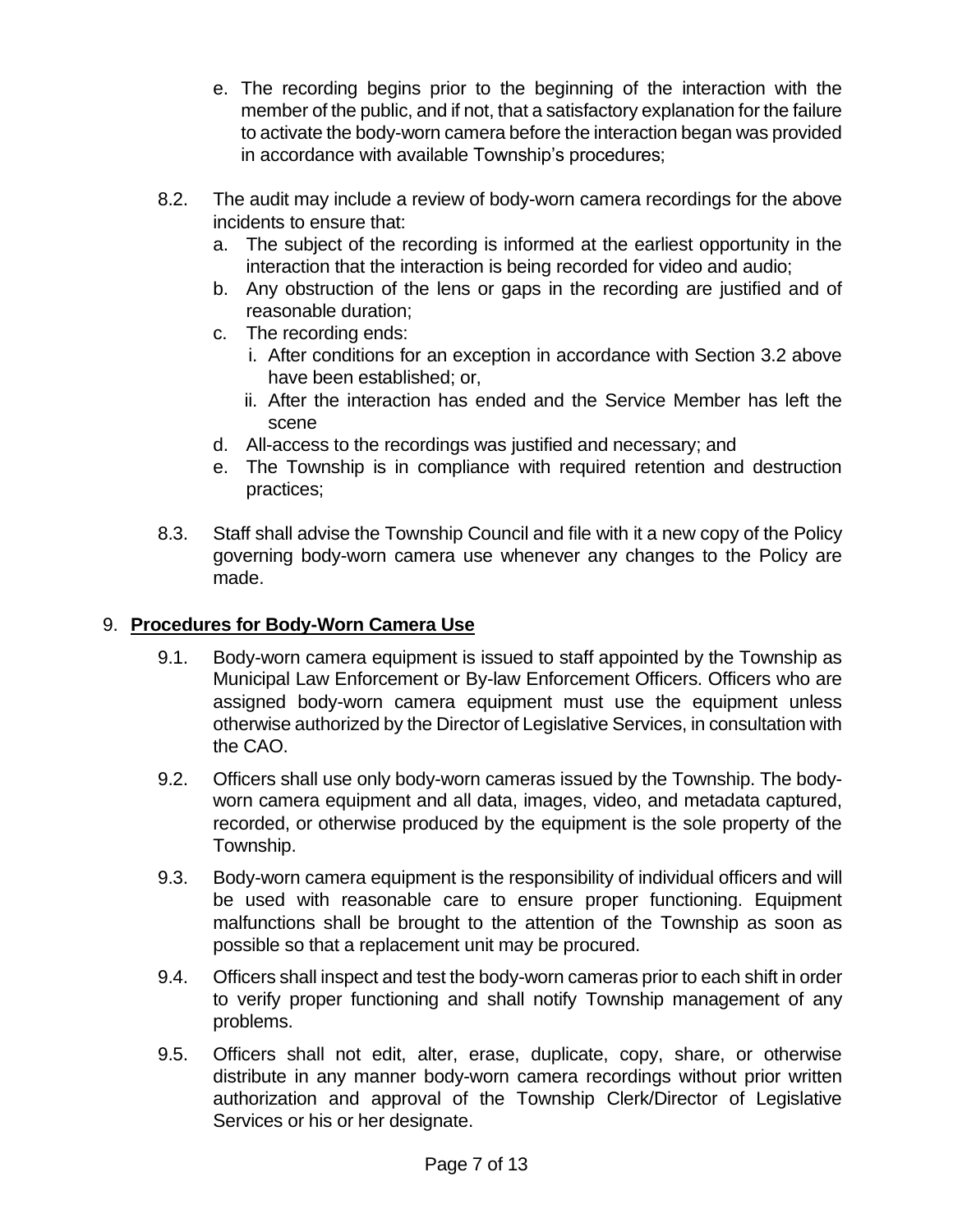e. The recording begins prior to the beginning of the interaction with the member of the public, and if not, that a satisfactory explanation for the failure to activate the body-worn camera before the interaction began was provided in accordance with available Township's procedures;

8.2. The audit may include a review of body-worn camera recordings for the above incidents to ensure that:

a. The subject of the recording is informed at the earliest opportunity in the interaction that the interaction is being recorded for video and audio;
b. Any obstruction of the lens or gaps in the recording are justified and of reasonable duration;
c. The recording ends:
    i. After conditions for an exception in accordance with Section 3.2 above have been established; or,
    ii. After the interaction has ended and the Service Member has left the scene
d. All-access to the recordings was justified and necessary; and
e. The Township is in compliance with required retention and destruction practices;

8.3. Staff shall advise the Township Council and file with it a new copy of the Policy governing body-worn camera use whenever any changes to the Policy are made.

## 9. **Procedures for Body-Worn Camera Use**

9.1. Body-worn camera equipment is issued to staff appointed by the Township as Municipal Law Enforcement or By-law Enforcement Officers. Officers who are assigned body-worn camera equipment must use the equipment unless otherwise authorized by the Director of Legislative Services, in consultation with the CAO.

9.2. Officers shall use only body-worn cameras issued by the Township. The body-worn camera equipment and all data, images, video, and metadata captured, recorded, or otherwise produced by the equipment is the sole property of the Township.

9.3. Body-worn camera equipment is the responsibility of individual officers and will be used with reasonable care to ensure proper functioning. Equipment malfunctions shall be brought to the attention of the Township as soon as possible so that a replacement unit may be procured.

9.4. Officers shall inspect and test the body-worn cameras prior to each shift in order to verify proper functioning and shall notify Township management of any problems.

9.5. Officers shall not edit, alter, erase, duplicate, copy, share, or otherwise distribute in any manner body-worn camera recordings without prior written authorization and approval of the Township Clerk/Director of Legislative Services or his or her designate.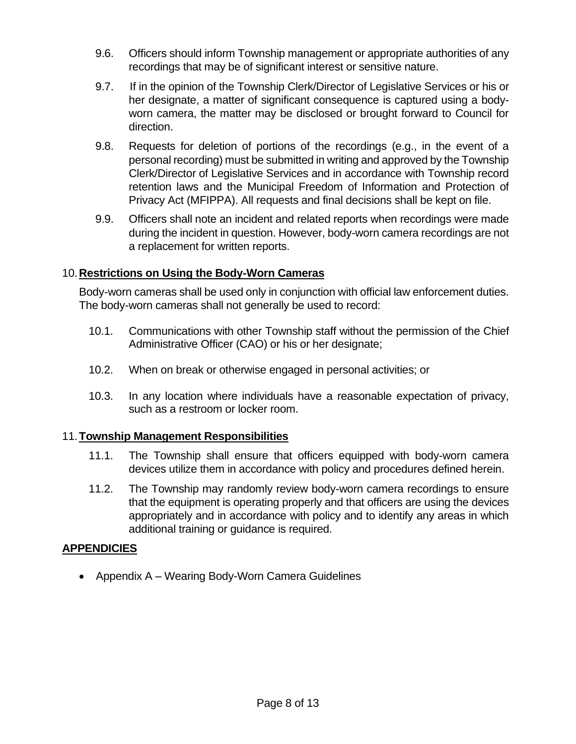9.6. Officers should inform Township management or appropriate authorities of any recordings that may be of significant interest or sensitive nature.

9.7. If in the opinion of the Township Clerk/Director of Legislative Services or his or her designate, a matter of significant consequence is captured using a body-worn camera, the matter may be disclosed or brought forward to Council for direction.

9.8. Requests for deletion of portions of the recordings (e.g., in the event of a personal recording) must be submitted in writing and approved by the Township Clerk/Director of Legislative Services and in accordance with Township record retention laws and the Municipal Freedom of Information and Protection of Privacy Act (MFIPPA). All requests and final decisions shall be kept on file.

9.9. Officers shall note an incident and related reports when recordings were made during the incident in question. However, body-worn camera recordings are not a replacement for written reports.

## 10. Restrictions on Using the Body-Worn Cameras

Body-worn cameras shall be used only in conjunction with official law enforcement duties. The body-worn cameras shall not generally be used to record:

10.1. Communications with other Township staff without the permission of the Chief Administrative Officer (CAO) or his or her designate;

10.2. When on break or otherwise engaged in personal activities; or

10.3. In any location where individuals have a reasonable expectation of privacy, such as a restroom or locker room.

## 11. Township Management Responsibilities

11.1. The Township shall ensure that officers equipped with body-worn camera devices utilize them in accordance with policy and procedures defined herein.

11.2. The Township may randomly review body-worn camera recordings to ensure that the equipment is operating properly and that officers are using the devices appropriately and in accordance with policy and to identify any areas in which additional training or guidance is required.

## APPENDICIES

- Appendix A – Wearing Body-Worn Camera Guidelines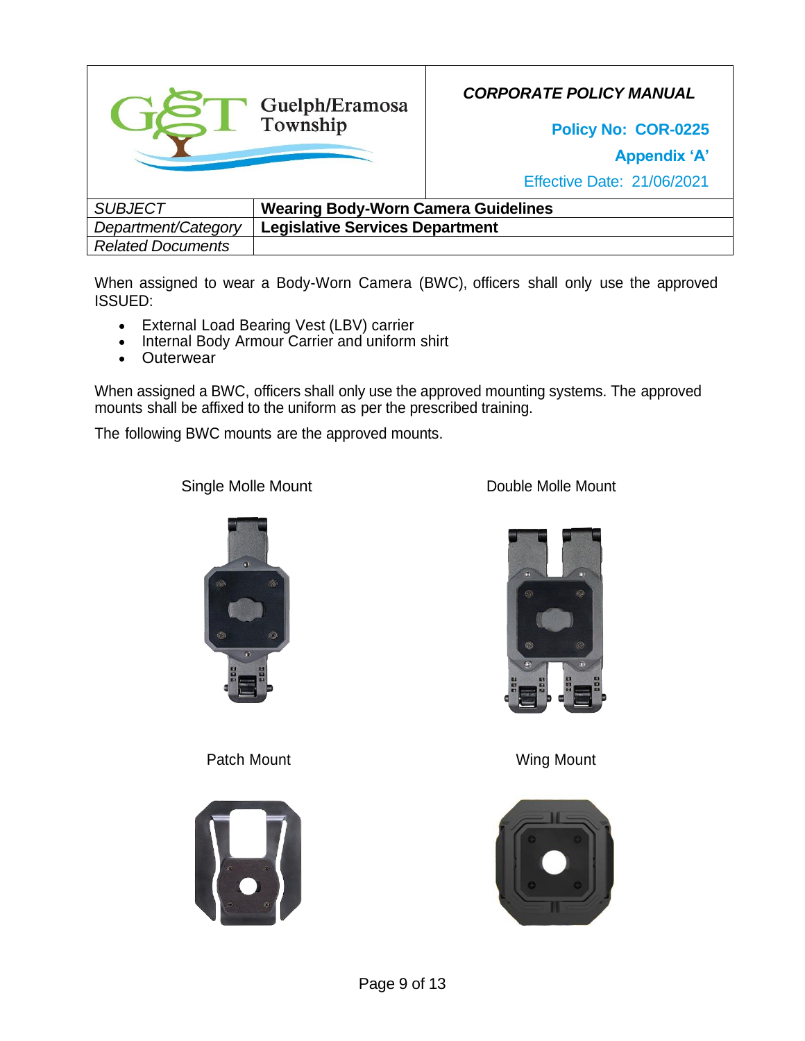| Guelph/Eramosa Township | CORPORATE POLICY MANUAL<br>Policy No: COR-0225<br>Appendix 'A'<br>Effective Date: 21/06/2021 |
|---|---|
| *SUBJECT* | **Wearing Body-Worn Camera Guidelines** |
| *Department/Category* | **Legislative Services Department** |
| *Related Documents* | |

When assigned to wear a Body-Worn Camera (BWC), officers shall only use the approved ISSUED:

- External Load Bearing Vest (LBV) carrier
- Internal Body Armour Carrier and uniform shirt
- Outerwear

When assigned a BWC, officers shall only use the approved mounting systems. The approved mounts shall be affixed to the uniform as per the prescribed training.

The following BWC mounts are the approved mounts.

Single Molle Mount

Double Molle Mount

Patch Mount

Wing Mount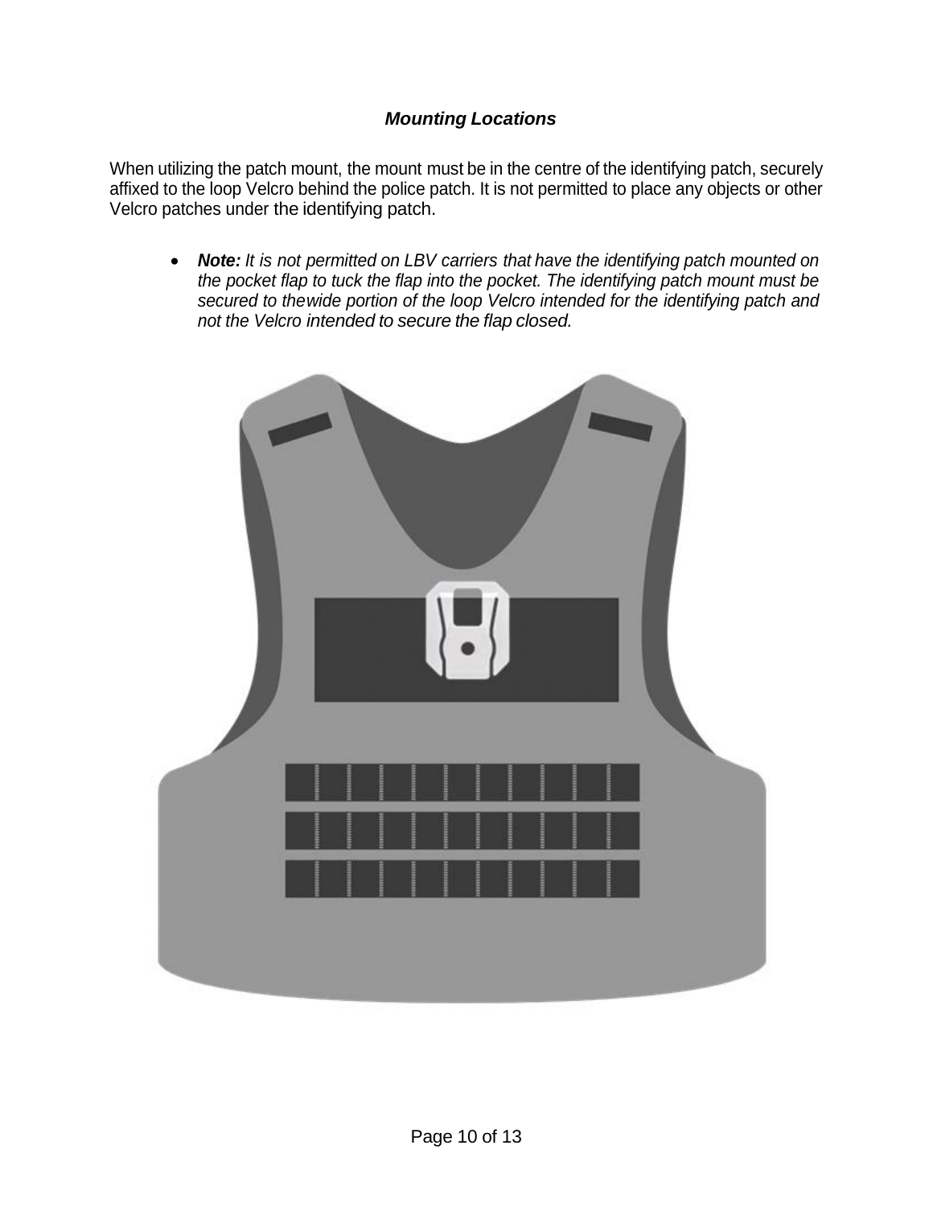### *Mounting Locations*

When utilizing the patch mount, the mount must be in the centre of the identifying patch, securely affixed to the loop Velcro behind the police patch. It is not permitted to place any objects or other Velcro patches under the identifying patch.

- ***Note:*** *It is not permitted on LBV carriers that have the identifying patch mounted on the pocket flap to tuck the flap into the pocket. The identifying patch mount must be secured to thewide portion of the loop Velcro intended for the identifying patch and not the Velcro intended to secure the flap closed.*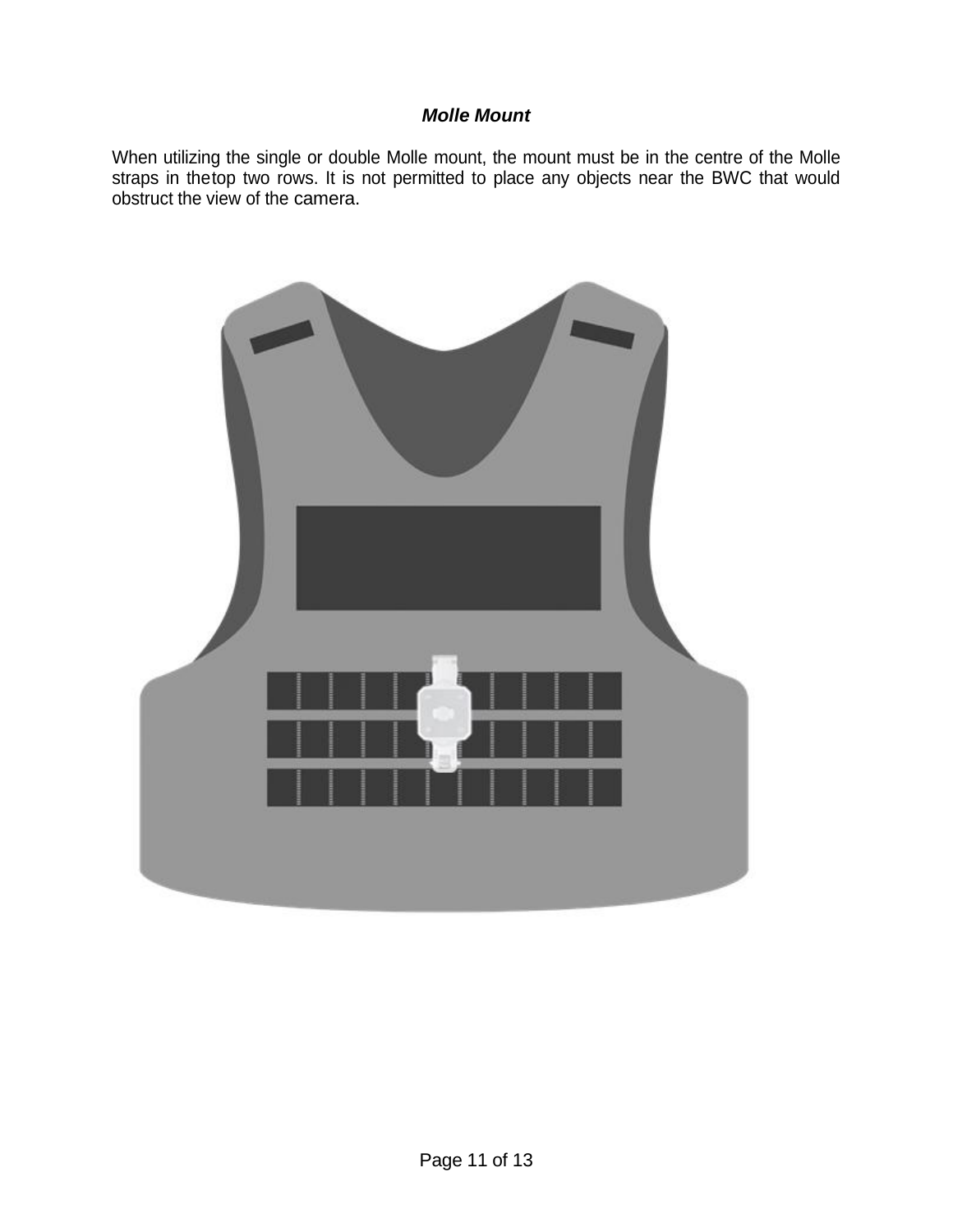### ***Molle Mount***

When utilizing the single or double Molle mount, the mount must be in the centre of the Molle straps in thetop two rows. It is not permitted to place any objects near the BWC that would obstruct the view of the camera.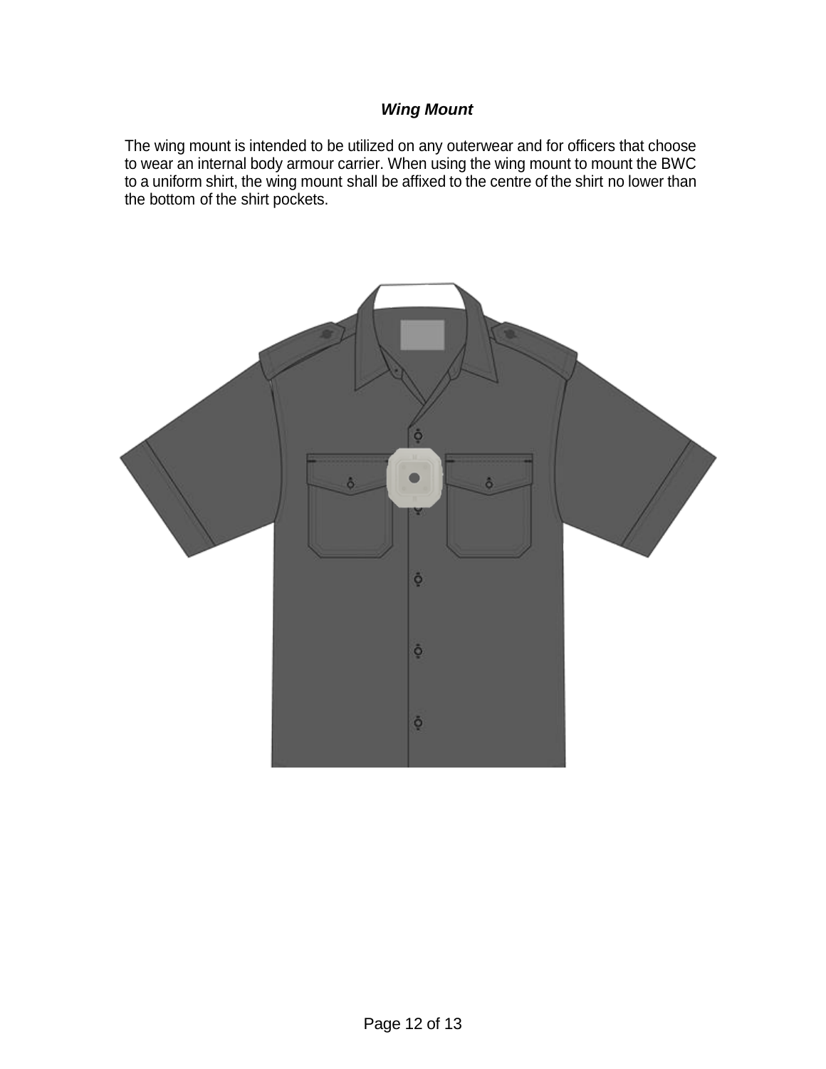### ***Wing Mount***

The wing mount is intended to be utilized on any outerwear and for officers that choose to wear an internal body armour carrier. When using the wing mount to mount the BWC to a uniform shirt, the wing mount shall be affixed to the centre of the shirt no lower than the bottom of the shirt pockets.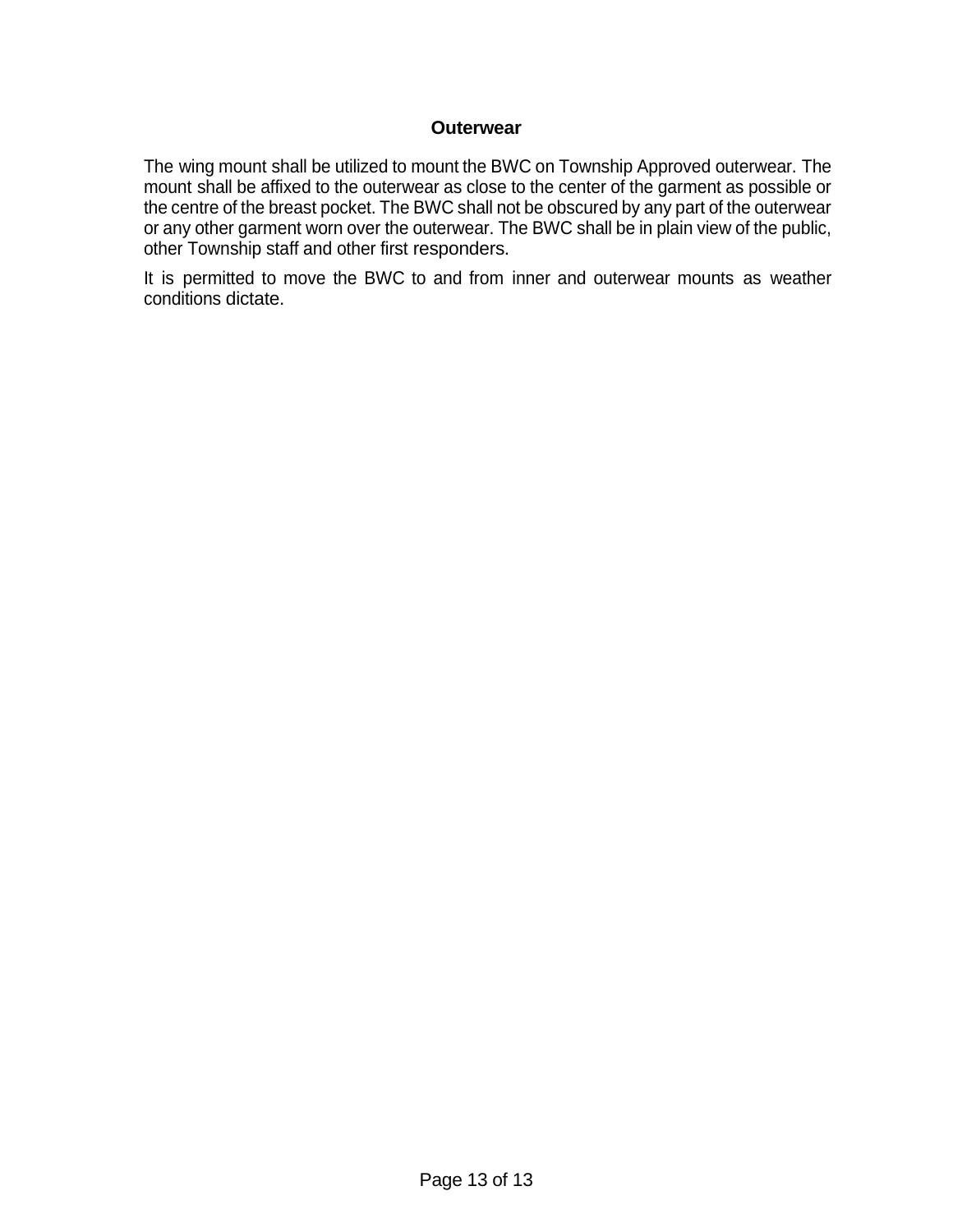### Outerwear

The wing mount shall be utilized to mount the BWC on Township Approved outerwear. The mount shall be affixed to the outerwear as close to the center of the garment as possible or the centre of the breast pocket. The BWC shall not be obscured by any part of the outerwear or any other garment worn over the outerwear. The BWC shall be in plain view of the public, other Township staff and other first responders.

It is permitted to move the BWC to and from inner and outerwear mounts as weather conditions dictate.